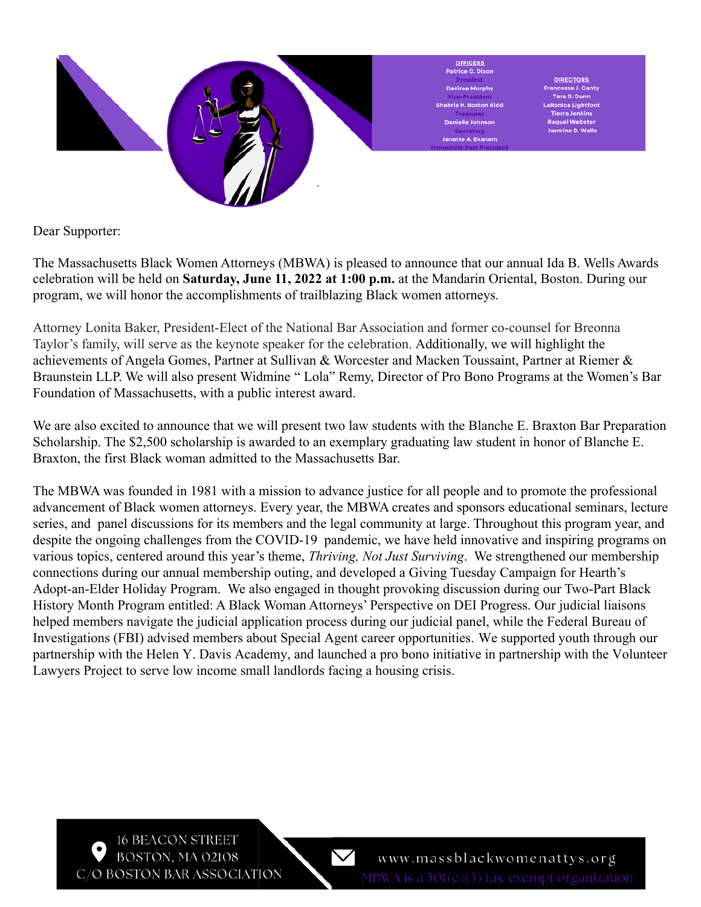OFFICERS

Patrice C. Dixon
President

Desiree Murphy
Vice-President

Shahria H. Boston Kidd
Treasurer

Danielle Johnson
Secretary

Janette A. Ekanem
Immediate Past President

DIRECTORS

Francesse J. Canty
Tara D. Dunn
LaRonica Lightfoot
Tierra Jenkins
Raquel Webster
Jasmine D. Wells

Dear Supporter:

The Massachusetts Black Women Attorneys (MBWA) is pleased to announce that our annual Ida B. Wells Awards celebration will be held on **Saturday, June 11, 2022 at 1:00 p.m.** at the Mandarin Oriental, Boston. During our program, we will honor the accomplishments of trailblazing Black women attorneys.

Attorney Lonita Baker, President-Elect of the National Bar Association and former co-counsel for Breonna Taylor's family, will serve as the keynote speaker for the celebration. Additionally, we will highlight the achievements of Angela Gomes, Partner at Sullivan & Worcester and Macken Toussaint, Partner at Riemer & Braunstein LLP. We will also present Widmine " Lola" Remy, Director of Pro Bono Programs at the Women's Bar Foundation of Massachusetts, with a public interest award.

We are also excited to announce that we will present two law students with the Blanche E. Braxton Bar Preparation Scholarship. The $2,500 scholarship is awarded to an exemplary graduating law student in honor of Blanche E. Braxton, the first Black woman admitted to the Massachusetts Bar.

The MBWA was founded in 1981 with a mission to advance justice for all people and to promote the professional advancement of Black women attorneys. Every year, the MBWA creates and sponsors educational seminars, lecture series, and panel discussions for its members and the legal community at large. Throughout this program year, and despite the ongoing challenges from the COVID-19 pandemic, we have held innovative and inspiring programs on various topics, centered around this year's theme, *Thriving, Not Just Surviving*. We strengthened our membership connections during our annual membership outing, and developed a Giving Tuesday Campaign for Hearth's Adopt-an-Elder Holiday Program. We also engaged in thought provoking discussion during our Two-Part Black History Month Program entitled: A Black Woman Attorneys' Perspective on DEI Progress. Our judicial liaisons helped members navigate the judicial application process during our judicial panel, while the Federal Bureau of Investigations (FBI) advised members about Special Agent career opportunities. We supported youth through our partnership with the Helen Y. Davis Academy, and launched a pro bono initiative in partnership with the Volunteer Lawyers Project to serve low income small landlords facing a housing crisis.

16 BEACON STREET
BOSTON, MA 02108
C/O BOSTON BAR ASSOCIATION

www.massblackwomenattys.org
MBWA is a 501(c)(3) tax-exempt organization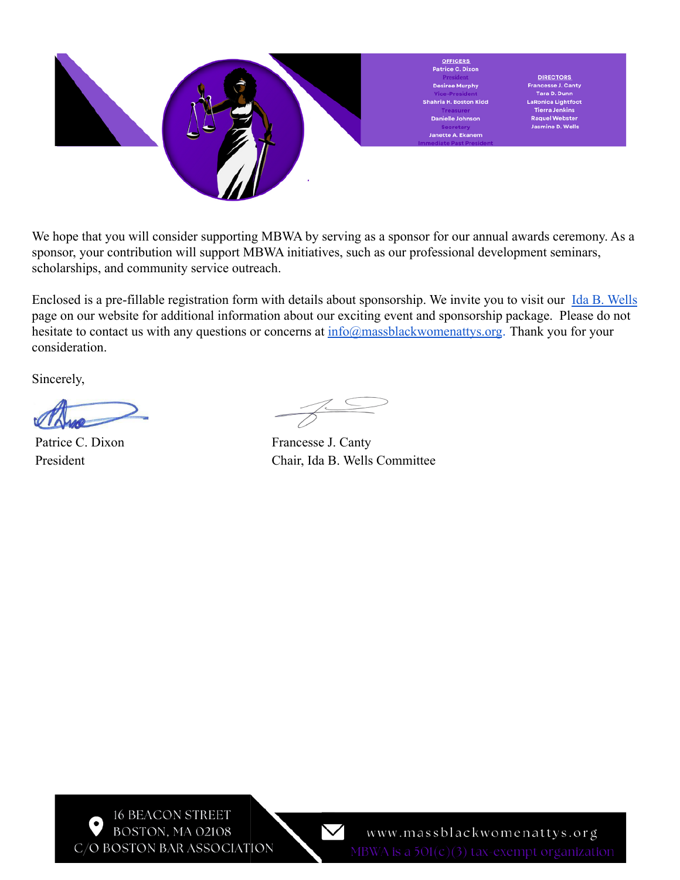**OFFICERS**

Patrice C. Dixon
President

Desiree Murphy
Vice-President

Shahria H. Boston Kidd
Treasurer

Danielle Johnson
Secretary

Janette A. Ekanem
Immediate Past President

**DIRECTORS**

Francesse J. Canty
Tara D. Dunn
LaRonica Lightfoot
Tierra Jenkins
Raquel Webster
Jasmine D. Wells

We hope that you will consider supporting MBWA by serving as a sponsor for our annual awards ceremony. As a sponsor, your contribution will support MBWA initiatives, such as our professional development seminars, scholarships, and community service outreach.

Enclosed is a pre-fillable registration form with details about sponsorship. We invite you to visit our [Ida B. Wells] page on our website for additional information about our exciting event and sponsorship package. Please do not hesitate to contact us with any questions or concerns at info@massblackwomenattys.org. Thank you for your consideration.

Sincerely,

Patrice C. Dixon
President

Francesse J. Canty
Chair, Ida B. Wells Committee

16 BEACON STREET
BOSTON, MA 02108
C/O BOSTON BAR ASSOCIATION

www.massblackwomenattys.org
MBWA is a 501(c)(3) tax-exempt organization